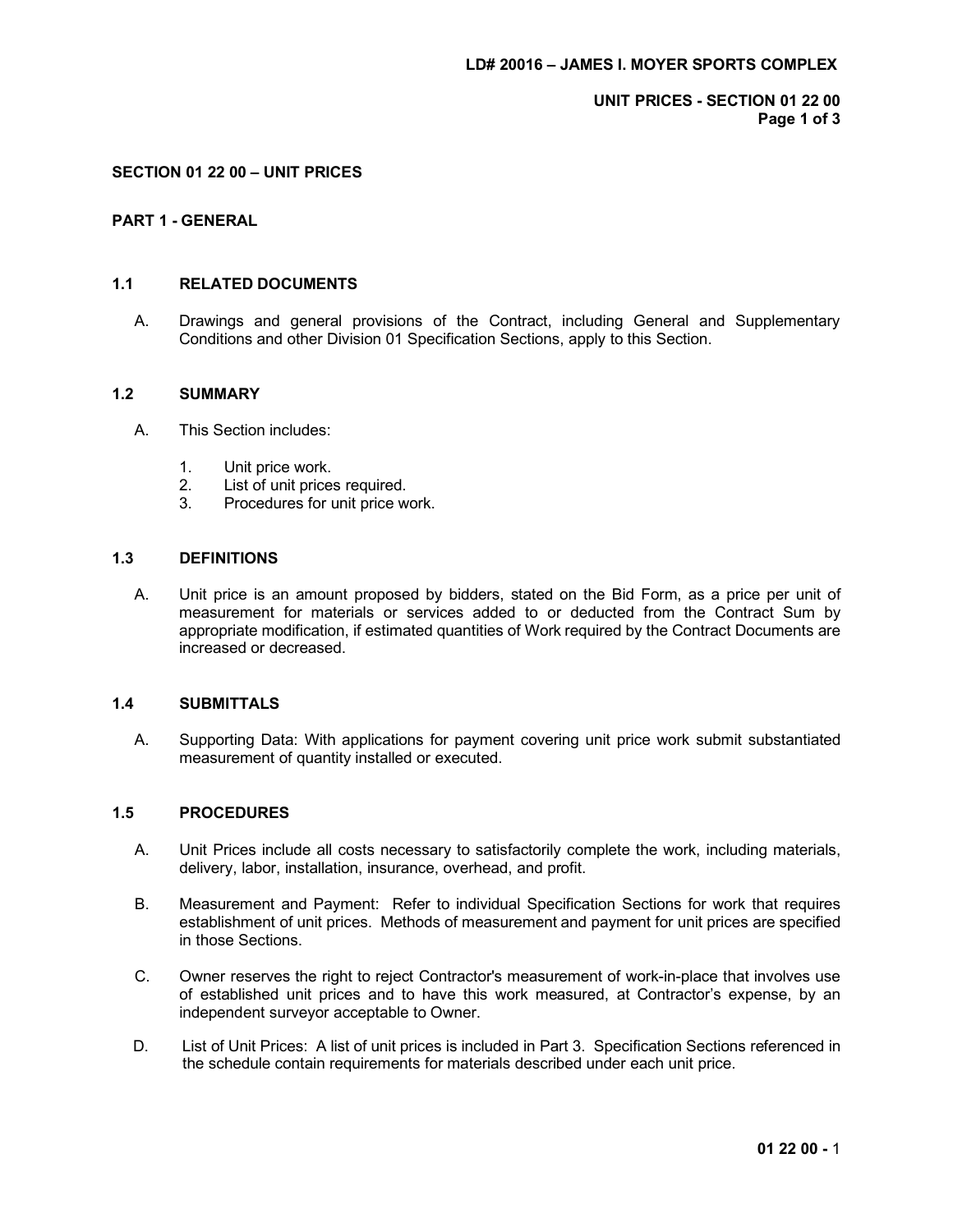## SECTION 01 22 00 – UNIT PRICES

### PART 1 - GENERAL

#### 1.1 RELATED DOCUMENTS

A. Drawings and general provisions of the Contract, including General and Supplementary Conditions and other Division 01 Specification Sections, apply to this Section.

#### 1.2 SUMMARY

A. This Section includes:

1. Unit price work.
2. List of unit prices required.
3. Procedures for unit price work.

#### 1.3 DEFINITIONS

A. Unit price is an amount proposed by bidders, stated on the Bid Form, as a price per unit of measurement for materials or services added to or deducted from the Contract Sum by appropriate modification, if estimated quantities of Work required by the Contract Documents are increased or decreased.

#### 1.4 SUBMITTALS

A. Supporting Data: With applications for payment covering unit price work submit substantiated measurement of quantity installed or executed.

#### 1.5 PROCEDURES

A. Unit Prices include all costs necessary to satisfactorily complete the work, including materials, delivery, labor, installation, insurance, overhead, and profit.

B. Measurement and Payment: Refer to individual Specification Sections for work that requires establishment of unit prices. Methods of measurement and payment for unit prices are specified in those Sections.

C. Owner reserves the right to reject Contractor's measurement of work-in-place that involves use of established unit prices and to have this work measured, at Contractor's expense, by an independent surveyor acceptable to Owner.

D. List of Unit Prices: A list of unit prices is included in Part 3. Specification Sections referenced in the schedule contain requirements for materials described under each unit price.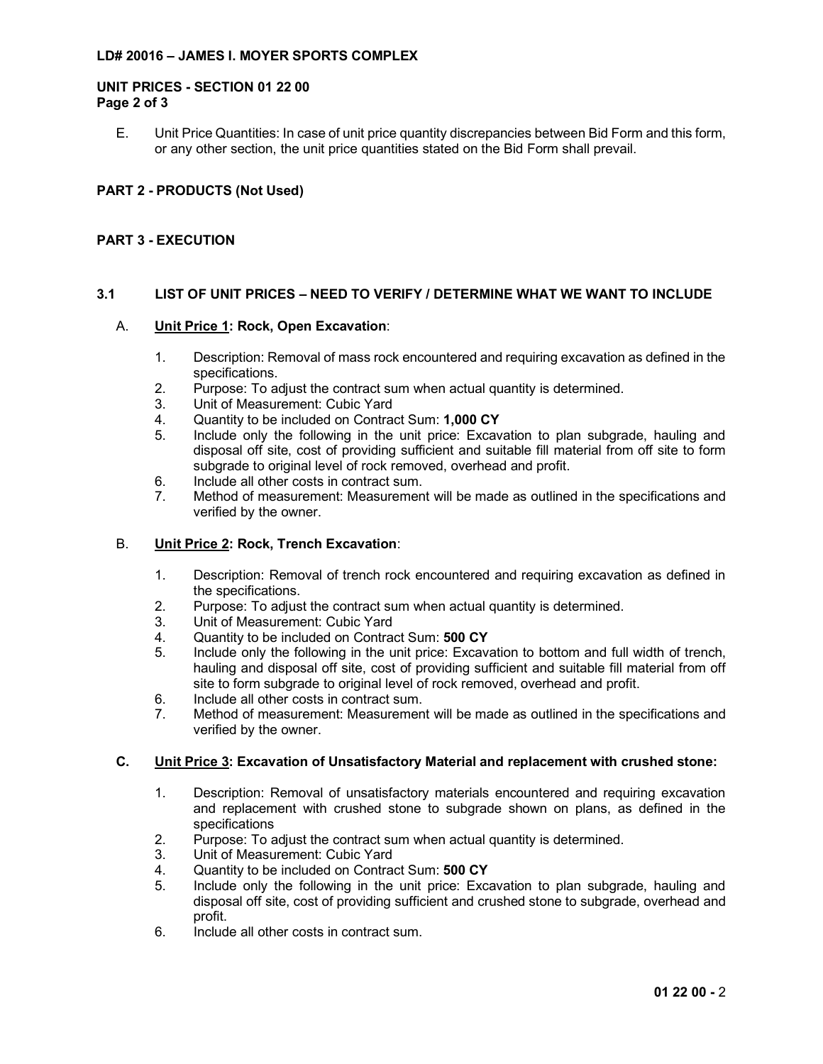E. Unit Price Quantities: In case of unit price quantity discrepancies between Bid Form and this form, or any other section, the unit price quantities stated on the Bid Form shall prevail.

## PART 2 - PRODUCTS (Not Used)

## PART 3 - EXECUTION

### 3.1 LIST OF UNIT PRICES – NEED TO VERIFY / DETERMINE WHAT WE WANT TO INCLUDE

A. **<u>Unit Price 1</u>: Rock, Open Excavation**:

1. Description: Removal of mass rock encountered and requiring excavation as defined in the specifications.
2. Purpose: To adjust the contract sum when actual quantity is determined.
3. Unit of Measurement: Cubic Yard
4. Quantity to be included on Contract Sum: **1,000 CY**
5. Include only the following in the unit price: Excavation to plan subgrade, hauling and disposal off site, cost of providing sufficient and suitable fill material from off site to form subgrade to original level of rock removed, overhead and profit.
6. Include all other costs in contract sum.
7. Method of measurement: Measurement will be made as outlined in the specifications and verified by the owner.

B. **<u>Unit Price 2</u>: Rock, Trench Excavation**:

1. Description: Removal of trench rock encountered and requiring excavation as defined in the specifications.
2. Purpose: To adjust the contract sum when actual quantity is determined.
3. Unit of Measurement: Cubic Yard
4. Quantity to be included on Contract Sum: **500 CY**
5. Include only the following in the unit price: Excavation to bottom and full width of trench, hauling and disposal off site, cost of providing sufficient and suitable fill material from off site to form subgrade to original level of rock removed, overhead and profit.
6. Include all other costs in contract sum.
7. Method of measurement: Measurement will be made as outlined in the specifications and verified by the owner.

**C. <u>Unit Price 3</u>: Excavation of Unsatisfactory Material and replacement with crushed stone:**

1. Description: Removal of unsatisfactory materials encountered and requiring excavation and replacement with crushed stone to subgrade shown on plans, as defined in the specifications
2. Purpose: To adjust the contract sum when actual quantity is determined.
3. Unit of Measurement: Cubic Yard
4. Quantity to be included on Contract Sum: **500 CY**
5. Include only the following in the unit price: Excavation to plan subgrade, hauling and disposal off site, cost of providing sufficient and crushed stone to subgrade, overhead and profit.
6. Include all other costs in contract sum.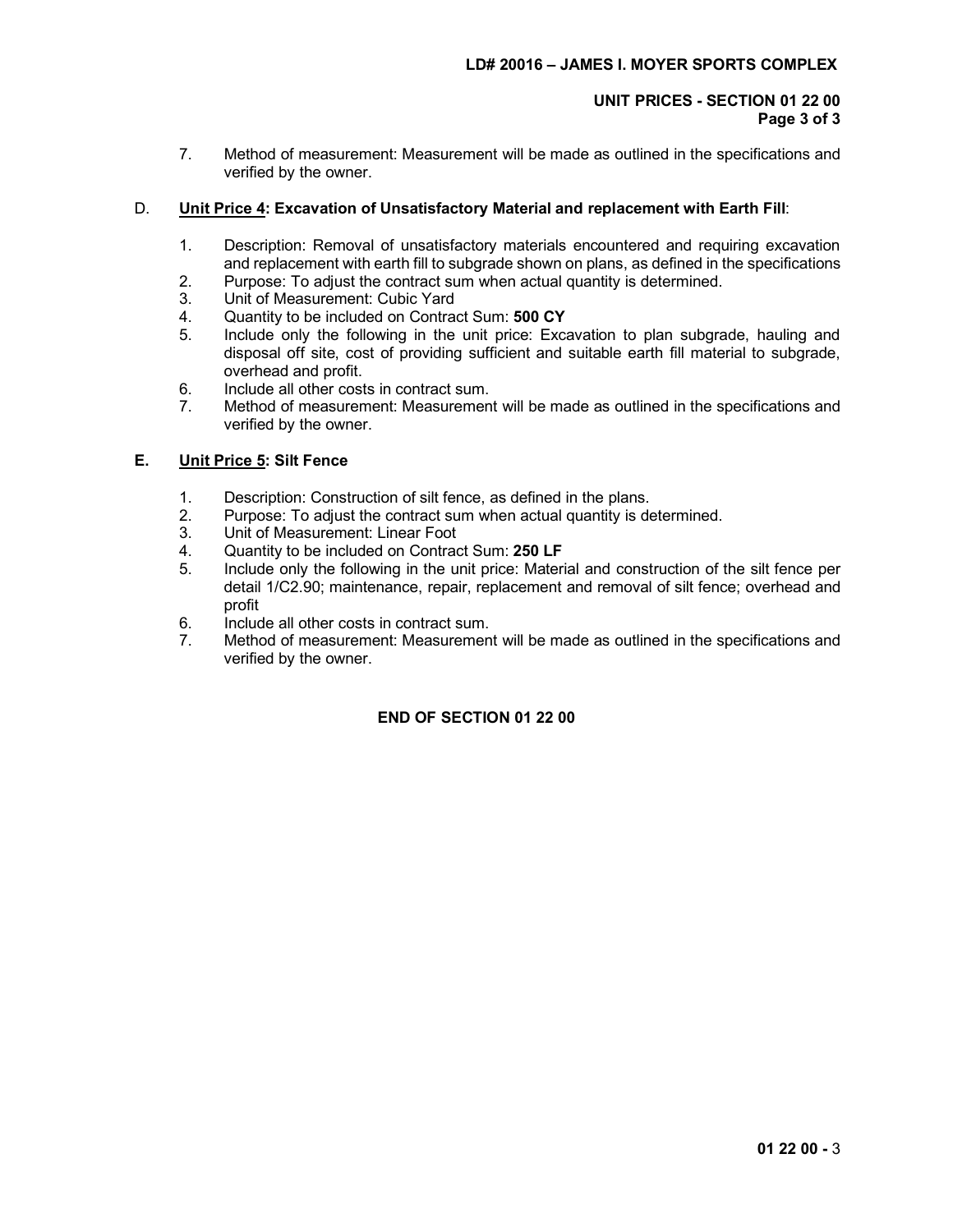7. Method of measurement: Measurement will be made as outlined in the specifications and verified by the owner.

D. **<u>Unit Price 4</u>: Excavation of Unsatisfactory Material and replacement with Earth Fill**:

1. Description: Removal of unsatisfactory materials encountered and requiring excavation and replacement with earth fill to subgrade shown on plans, as defined in the specifications
2. Purpose: To adjust the contract sum when actual quantity is determined.
3. Unit of Measurement: Cubic Yard
4. Quantity to be included on Contract Sum: **500 CY**
5. Include only the following in the unit price: Excavation to plan subgrade, hauling and disposal off site, cost of providing sufficient and suitable earth fill material to subgrade, overhead and profit.
6. Include all other costs in contract sum.
7. Method of measurement: Measurement will be made as outlined in the specifications and verified by the owner.

**E. <u>Unit Price 5</u>: Silt Fence**

1. Description: Construction of silt fence, as defined in the plans.
2. Purpose: To adjust the contract sum when actual quantity is determined.
3. Unit of Measurement: Linear Foot
4. Quantity to be included on Contract Sum: **250 LF**
5. Include only the following in the unit price: Material and construction of the silt fence per detail 1/C2.90; maintenance, repair, replacement and removal of silt fence; overhead and profit
6. Include all other costs in contract sum.
7. Method of measurement: Measurement will be made as outlined in the specifications and verified by the owner.

**END OF SECTION 01 22 00**